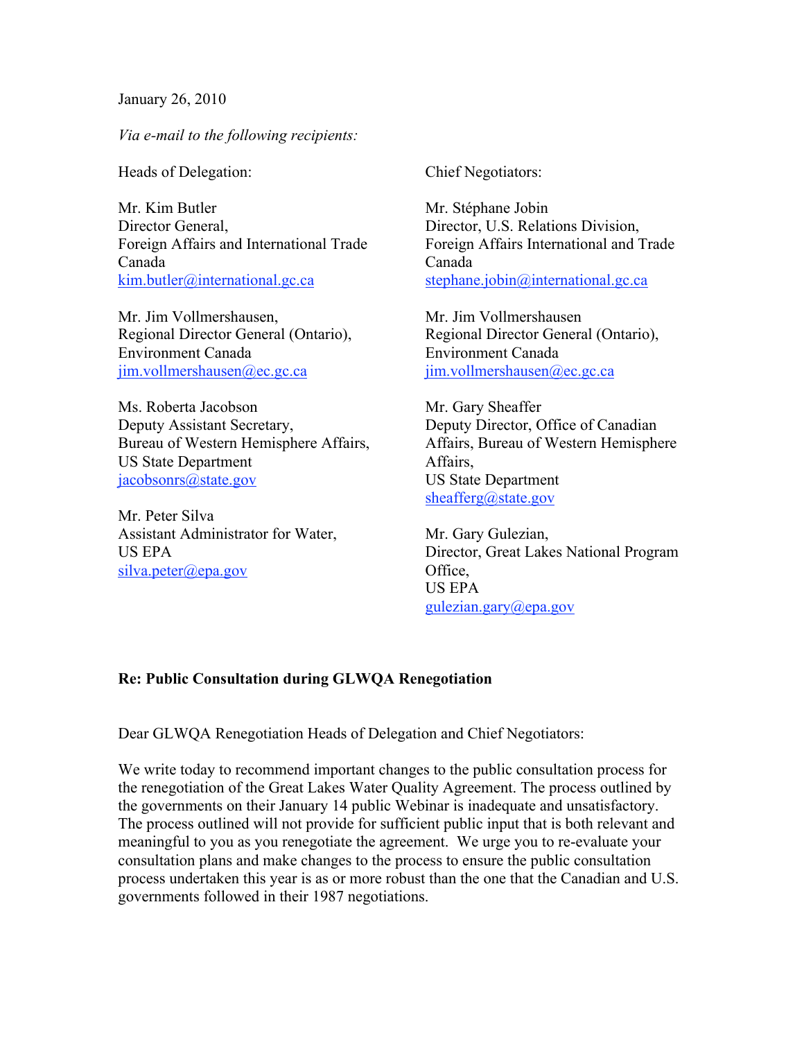January 26, 2010

*Via e-mail to the following recipients:*

Heads of Delegation:

Mr. Kim Butler
Director General,
Foreign Affairs and International Trade Canada
kim.butler@international.gc.ca

Mr. Jim Vollmershausen,
Regional Director General (Ontario),
Environment Canada
jim.vollmershausen@ec.gc.ca

Ms. Roberta Jacobson
Deputy Assistant Secretary,
Bureau of Western Hemisphere Affairs,
US State Department
jacobsonrs@state.gov

Mr. Peter Silva
Assistant Administrator for Water,
US EPA
silva.peter@epa.gov

Chief Negotiators:

Mr. Stéphane Jobin
Director, U.S. Relations Division,
Foreign Affairs International and Trade Canada
stephane.jobin@international.gc.ca

Mr. Jim Vollmershausen
Regional Director General (Ontario),
Environment Canada
jim.vollmershausen@ec.gc.ca

Mr. Gary Sheaffer
Deputy Director, Office of Canadian Affairs, Bureau of Western Hemisphere Affairs,
US State Department
sheafferg@state.gov

Mr. Gary Gulezian,
Director, Great Lakes National Program Office,
US EPA
gulezian.gary@epa.gov

**Re: Public Consultation during GLWQA Renegotiation**

Dear GLWQA Renegotiation Heads of Delegation and Chief Negotiators:

We write today to recommend important changes to the public consultation process for the renegotiation of the Great Lakes Water Quality Agreement. The process outlined by the governments on their January 14 public Webinar is inadequate and unsatisfactory. The process outlined will not provide for sufficient public input that is both relevant and meaningful to you as you renegotiate the agreement. We urge you to re-evaluate your consultation plans and make changes to the process to ensure the public consultation process undertaken this year is as or more robust than the one that the Canadian and U.S. governments followed in their 1987 negotiations.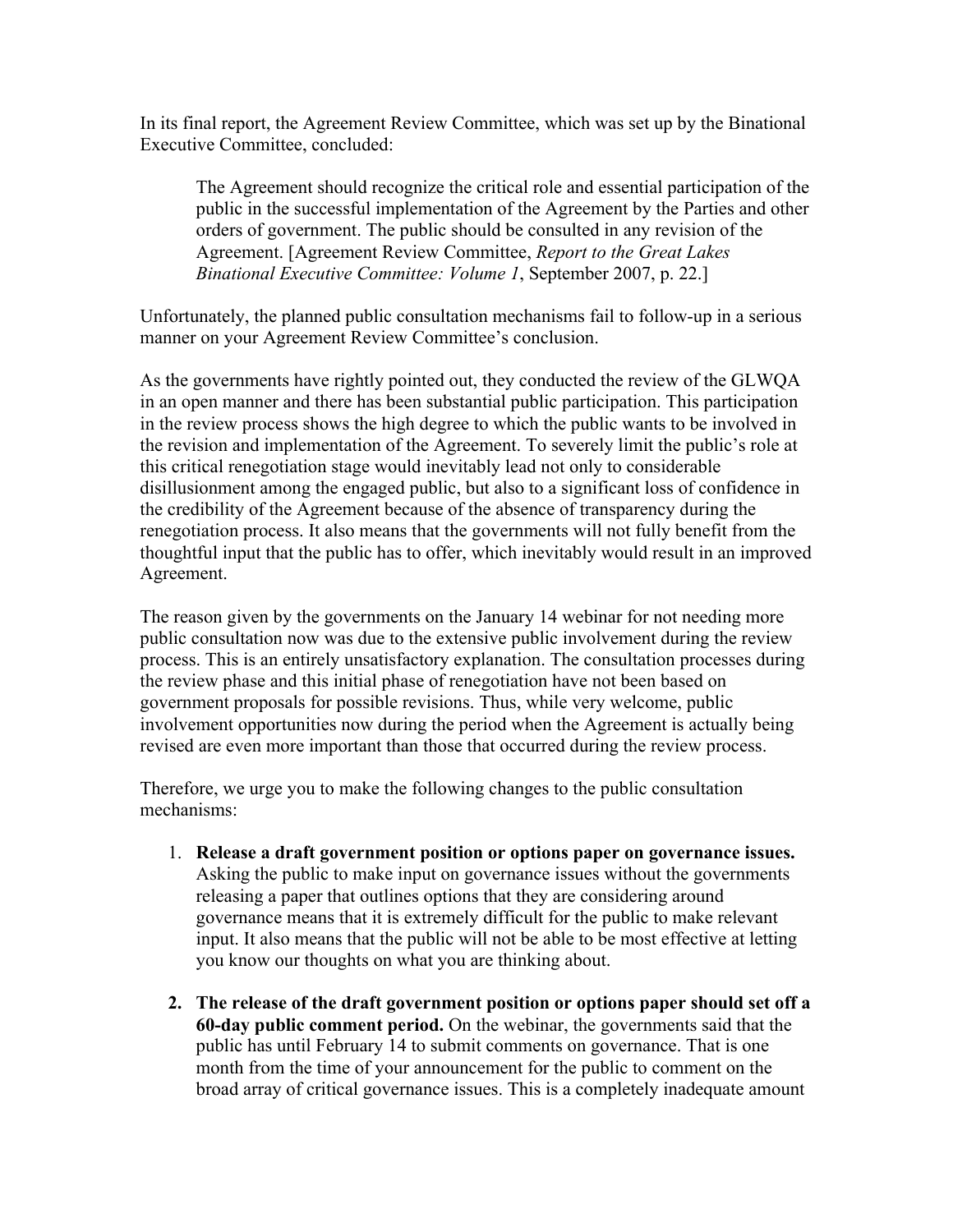In its final report, the Agreement Review Committee, which was set up by the Binational Executive Committee, concluded:

> The Agreement should recognize the critical role and essential participation of the public in the successful implementation of the Agreement by the Parties and other orders of government. The public should be consulted in any revision of the Agreement. [Agreement Review Committee, *Report to the Great Lakes Binational Executive Committee: Volume 1*, September 2007, p. 22.]

Unfortunately, the planned public consultation mechanisms fail to follow-up in a serious manner on your Agreement Review Committee's conclusion.

As the governments have rightly pointed out, they conducted the review of the GLWQA in an open manner and there has been substantial public participation. This participation in the review process shows the high degree to which the public wants to be involved in the revision and implementation of the Agreement. To severely limit the public's role at this critical renegotiation stage would inevitably lead not only to considerable disillusionment among the engaged public, but also to a significant loss of confidence in the credibility of the Agreement because of the absence of transparency during the renegotiation process. It also means that the governments will not fully benefit from the thoughtful input that the public has to offer, which inevitably would result in an improved Agreement.

The reason given by the governments on the January 14 webinar for not needing more public consultation now was due to the extensive public involvement during the review process. This is an entirely unsatisfactory explanation. The consultation processes during the review phase and this initial phase of renegotiation have not been based on government proposals for possible revisions. Thus, while very welcome, public involvement opportunities now during the period when the Agreement is actually being revised are even more important than those that occurred during the review process.

Therefore, we urge you to make the following changes to the public consultation mechanisms:

1. **Release a draft government position or options paper on governance issues.** Asking the public to make input on governance issues without the governments releasing a paper that outlines options that they are considering around governance means that it is extremely difficult for the public to make relevant input. It also means that the public will not be able to be most effective at letting you know our thoughts on what you are thinking about.

2. **The release of the draft government position or options paper should set off a 60-day public comment period.** On the webinar, the governments said that the public has until February 14 to submit comments on governance. That is one month from the time of your announcement for the public to comment on the broad array of critical governance issues. This is a completely inadequate amount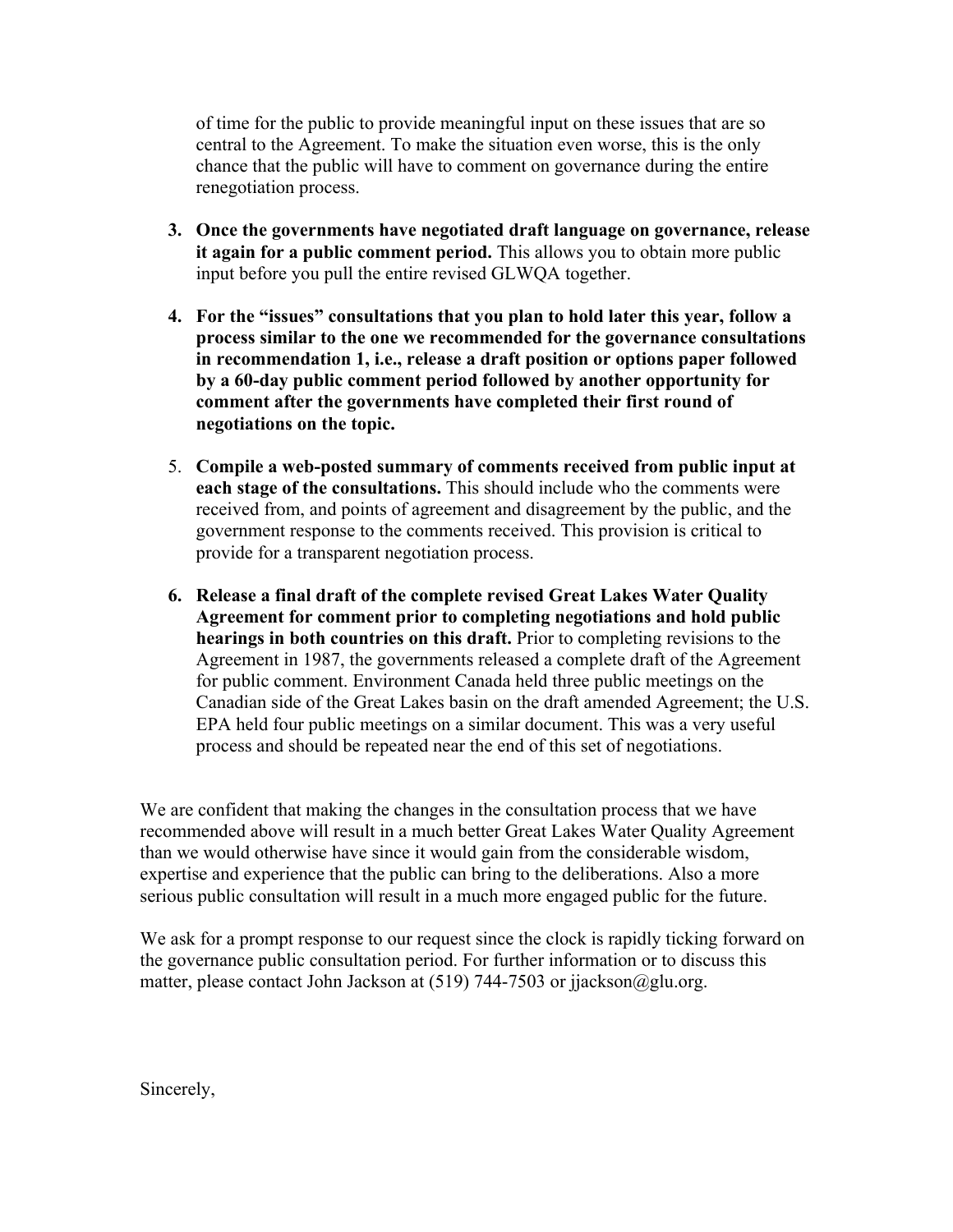of time for the public to provide meaningful input on these issues that are so central to the Agreement. To make the situation even worse, this is the only chance that the public will have to comment on governance during the entire renegotiation process.

3. **Once the governments have negotiated draft language on governance, release it again for a public comment period.** This allows you to obtain more public input before you pull the entire revised GLWQA together.

4. **For the "issues" consultations that you plan to hold later this year, follow a process similar to the one we recommended for the governance consultations in recommendation 1, i.e., release a draft position or options paper followed by a 60-day public comment period followed by another opportunity for comment after the governments have completed their first round of negotiations on the topic.**

5. **Compile a web-posted summary of comments received from public input at each stage of the consultations.** This should include who the comments were received from, and points of agreement and disagreement by the public, and the government response to the comments received. This provision is critical to provide for a transparent negotiation process.

6. **Release a final draft of the complete revised Great Lakes Water Quality Agreement for comment prior to completing negotiations and hold public hearings in both countries on this draft.** Prior to completing revisions to the Agreement in 1987, the governments released a complete draft of the Agreement for public comment. Environment Canada held three public meetings on the Canadian side of the Great Lakes basin on the draft amended Agreement; the U.S. EPA held four public meetings on a similar document. This was a very useful process and should be repeated near the end of this set of negotiations.

We are confident that making the changes in the consultation process that we have recommended above will result in a much better Great Lakes Water Quality Agreement than we would otherwise have since it would gain from the considerable wisdom, expertise and experience that the public can bring to the deliberations. Also a more serious public consultation will result in a much more engaged public for the future.

We ask for a prompt response to our request since the clock is rapidly ticking forward on the governance public consultation period. For further information or to discuss this matter, please contact John Jackson at (519) 744-7503 or jjackson@glu.org.

Sincerely,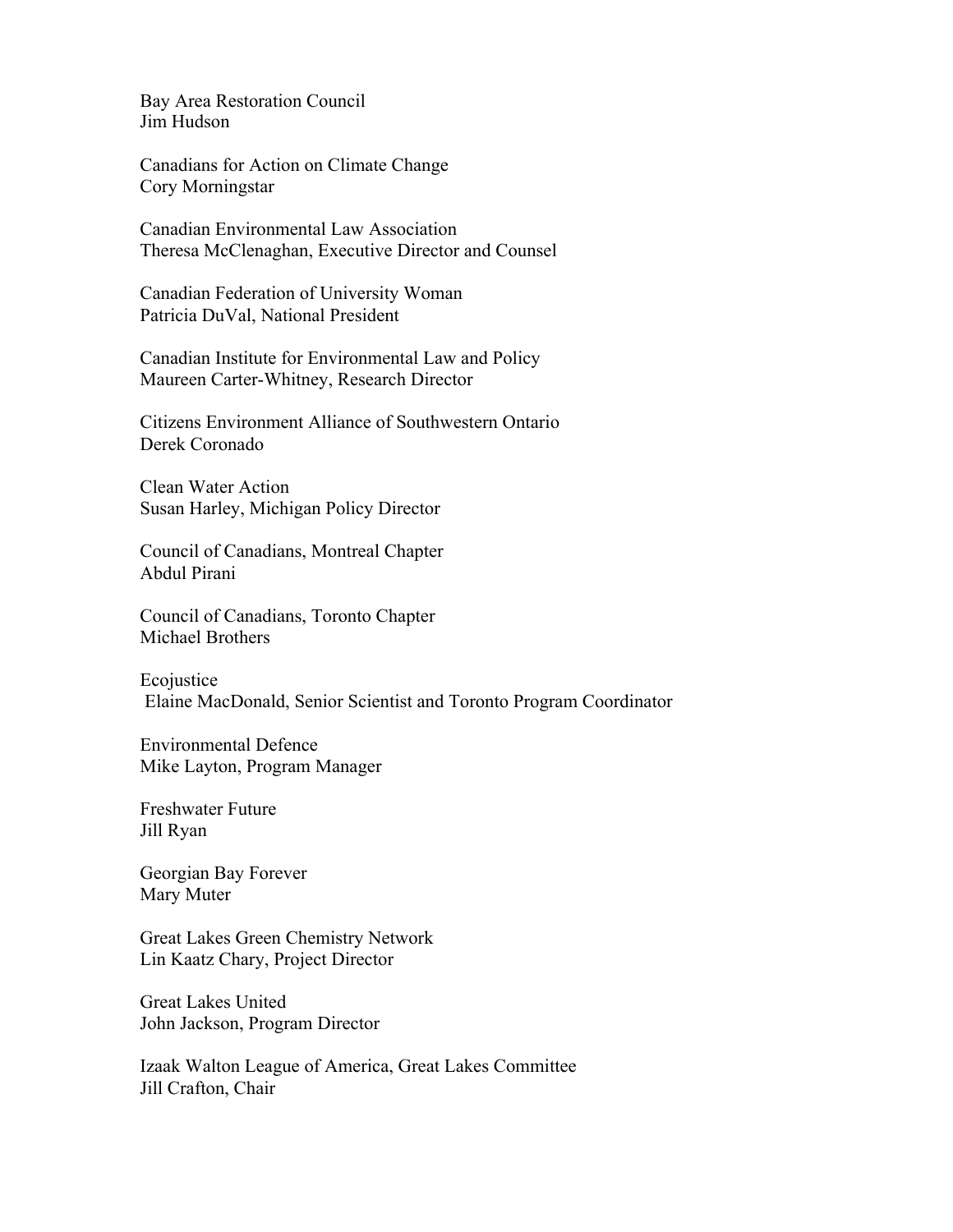Bay Area Restoration Council
Jim Hudson

Canadians for Action on Climate Change
Cory Morningstar

Canadian Environmental Law Association
Theresa McClenaghan, Executive Director and Counsel

Canadian Federation of University Woman
Patricia DuVal, National President

Canadian Institute for Environmental Law and Policy
Maureen Carter-Whitney, Research Director

Citizens Environment Alliance of Southwestern Ontario
Derek Coronado

Clean Water Action
Susan Harley, Michigan Policy Director

Council of Canadians, Montreal Chapter
Abdul Pirani

Council of Canadians, Toronto Chapter
Michael Brothers

Ecojustice
Elaine MacDonald, Senior Scientist and Toronto Program Coordinator

Environmental Defence
Mike Layton, Program Manager

Freshwater Future
Jill Ryan

Georgian Bay Forever
Mary Muter

Great Lakes Green Chemistry Network
Lin Kaatz Chary, Project Director

Great Lakes United
John Jackson, Program Director

Izaak Walton League of America, Great Lakes Committee
Jill Crafton, Chair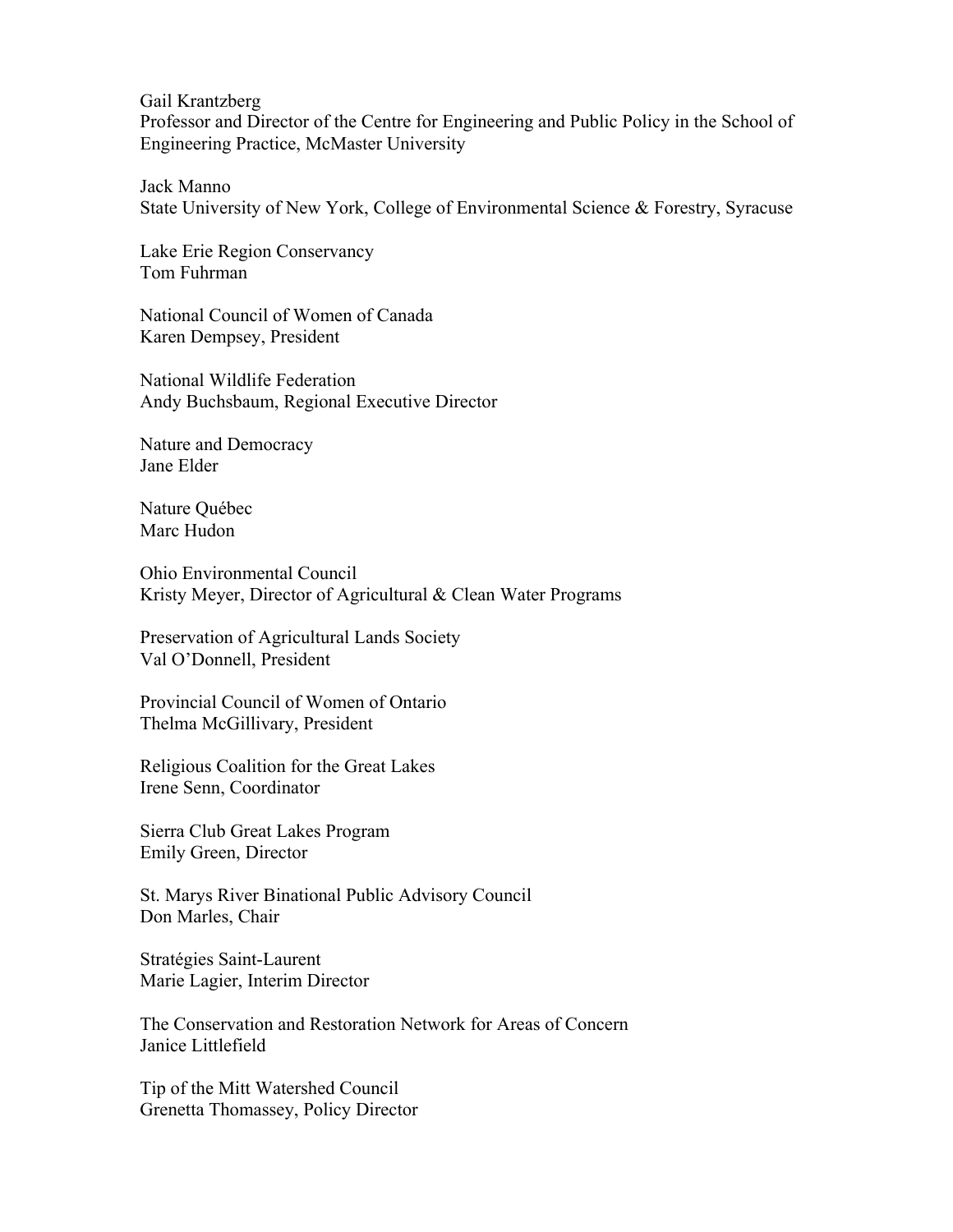Gail Krantzberg
Professor and Director of the Centre for Engineering and Public Policy in the School of Engineering Practice, McMaster University

Jack Manno
State University of New York, College of Environmental Science & Forestry, Syracuse

Lake Erie Region Conservancy
Tom Fuhrman

National Council of Women of Canada
Karen Dempsey, President

National Wildlife Federation
Andy Buchsbaum, Regional Executive Director

Nature and Democracy
Jane Elder

Nature Québec
Marc Hudon

Ohio Environmental Council
Kristy Meyer, Director of Agricultural & Clean Water Programs

Preservation of Agricultural Lands Society
Val O'Donnell, President

Provincial Council of Women of Ontario
Thelma McGillivary, President

Religious Coalition for the Great Lakes
Irene Senn, Coordinator

Sierra Club Great Lakes Program
Emily Green, Director

St. Marys River Binational Public Advisory Council
Don Marles, Chair

Stratégies Saint-Laurent
Marie Lagier, Interim Director

The Conservation and Restoration Network for Areas of Concern
Janice Littlefield

Tip of the Mitt Watershed Council
Grenetta Thomassey, Policy Director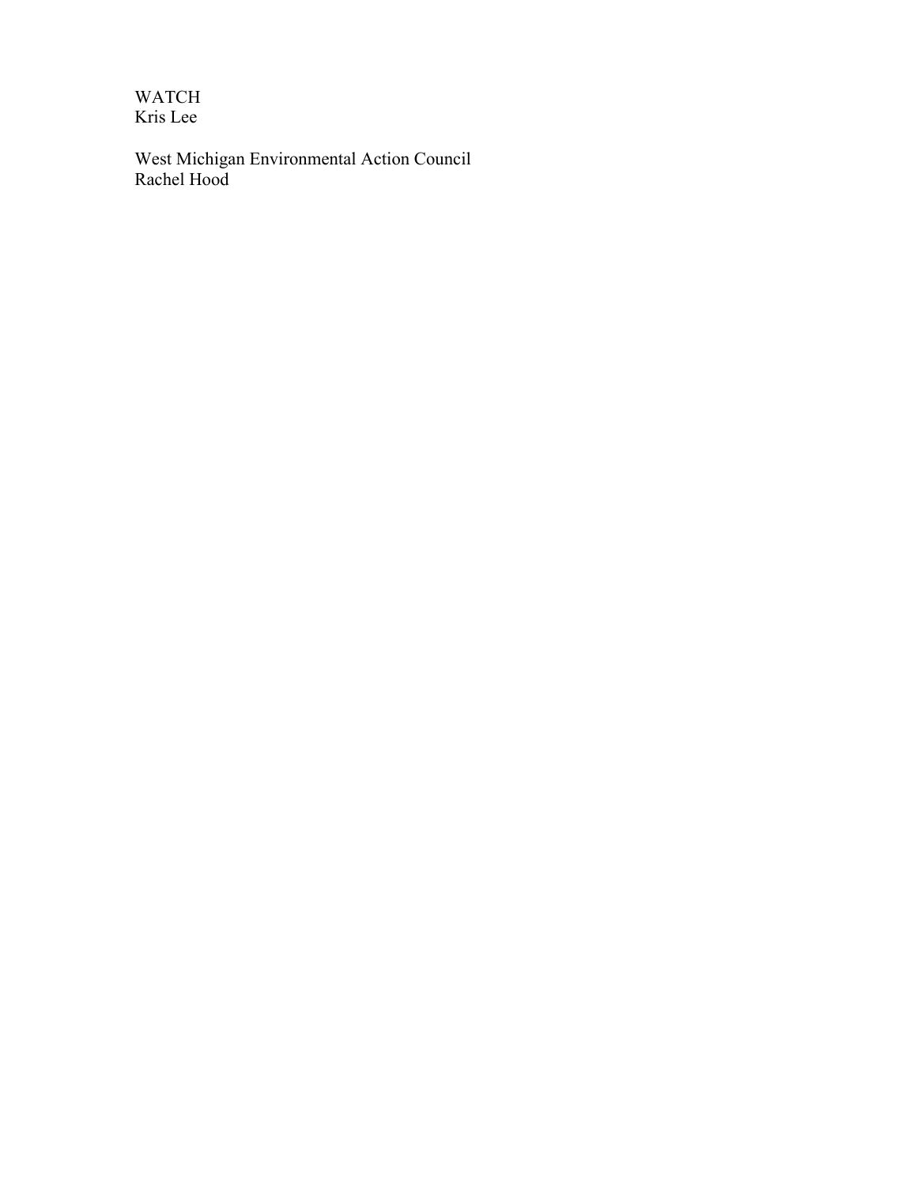WATCH
Kris Lee

West Michigan Environmental Action Council
Rachel Hood